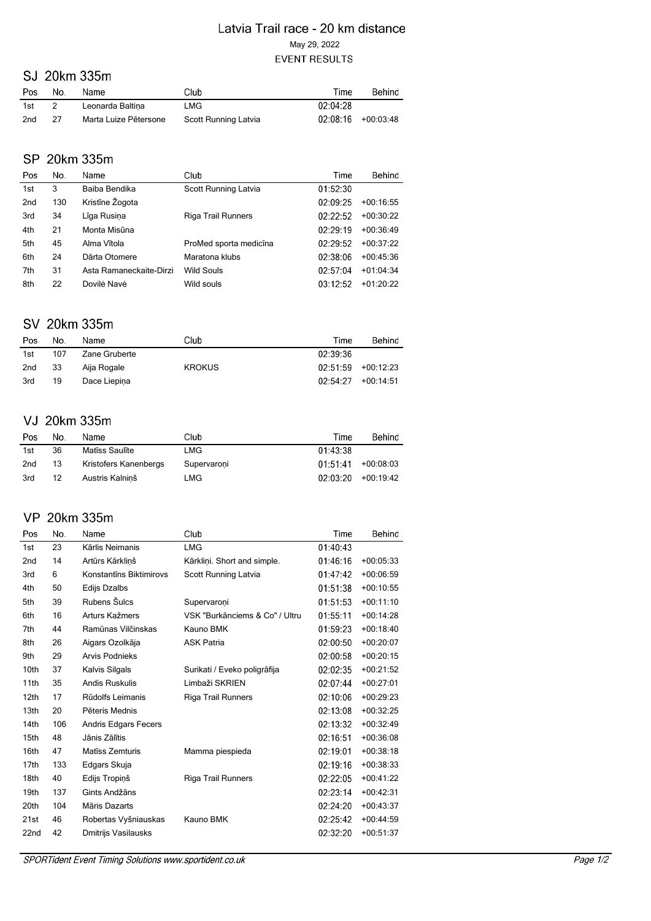# Latvia Trail race - 20 km distance

May 29, 2022

EVENT RESULTS

## SJ 20km 335m

| Pos | No. | Name | Club | Time | Behind |
|---|---|---|---|---|---|
| 1st | 2 | Leonarda Baltiņa | LMG | 02:04:28 | |
| 2nd | 27 | Marta Luize Pētersone | Scott Running Latvia | 02:08:16 | +00:03:48 |

## SP 20km 335m

| Pos | No. | Name | Club | Time | Behind |
|---|---|---|---|---|---|
| 1st | 3 | Baiba Bendika | Scott Running Latvia | 01:52:30 | |
| 2nd | 130 | Kristīne Žogota | | 02:09:25 | +00:16:55 |
| 3rd | 34 | Līga Rusiņa | Riga Trail Runners | 02:22:52 | +00:30:22 |
| 4th | 21 | Monta Misūna | | 02:29:19 | +00:36:49 |
| 5th | 45 | Alma Vītola | ProMed sporta medicīna | 02:29:52 | +00:37:22 |
| 6th | 24 | Dārta Otomere | Maratona klubs | 02:38:06 | +00:45:36 |
| 7th | 31 | Asta Ramaneckaite-Dirzi | Wild Souls | 02:57:04 | +01:04:34 |
| 8th | 22 | Dovilė Navė | Wild souls | 03:12:52 | +01:20:22 |

## SV 20km 335m

| Pos | No. | Name | Club | Time | Behind |
|---|---|---|---|---|---|
| 1st | 107 | Zane Gruberte | | 02:39:36 | |
| 2nd | 33 | Aija Rogale | KROKUS | 02:51:59 | +00:12:23 |
| 3rd | 19 | Dace Liepiņa | | 02:54:27 | +00:14:51 |

## VJ 20km 335m

| Pos | No. | Name | Club | Time | Behind |
|---|---|---|---|---|---|
| 1st | 36 | Matīss Saulīte | LMG | 01:43:38 | |
| 2nd | 13 | Kristofers Kanenbergs | Supervaroņi | 01:51:41 | +00:08:03 |
| 3rd | 12 | Austris Kalniņš | LMG | 02:03:20 | +00:19:42 |

## VP 20km 335m

| Pos | No. | Name | Club | Time | Behind |
|---|---|---|---|---|---|
| 1st | 23 | Kārlis Neimanis | LMG | 01:40:43 | |
| 2nd | 14 | Artūrs Kārkliņš | Kārkliņi. Short and simple. | 01:46:16 | +00:05:33 |
| 3rd | 6 | Konstantīns Biktimirovs | Scott Running Latvia | 01:47:42 | +00:06:59 |
| 4th | 50 | Edijs Dzalbs | | 01:51:38 | +00:10:55 |
| 5th | 39 | Rubens Šulcs | Supervaroņi | 01:51:53 | +00:11:10 |
| 6th | 16 | Arturs Kažmers | VSK "Burkānciems & Co" / Ultru | 01:55:11 | +00:14:28 |
| 7th | 44 | Ramūnas Vilčinskas | Kauno BMK | 01:59:23 | +00:18:40 |
| 8th | 26 | Aigars Ozolkāja | ASK Patria | 02:00:50 | +00:20:07 |
| 9th | 29 | Arvis Podnieks | | 02:00:58 | +00:20:15 |
| 10th | 37 | Kalvis Silgals | Surikati / Eveko poligrāfija | 02:02:35 | +00:21:52 |
| 11th | 35 | Andis Ruskulis | Limbaži SKRIEN | 02:07:44 | +00:27:01 |
| 12th | 17 | Rūdolfs Leimanis | Riga Trail Runners | 02:10:06 | +00:29:23 |
| 13th | 20 | Pēteris Mednis | | 02:13:08 | +00:32:25 |
| 14th | 106 | Andris Edgars Fecers | | 02:13:32 | +00:32:49 |
| 15th | 48 | Jānis Zālītis | | 02:16:51 | +00:36:08 |
| 16th | 47 | Matīss Zemturis | Mamma piespieda | 02:19:01 | +00:38:18 |
| 17th | 133 | Edgars Skuja | | 02:19:16 | +00:38:33 |
| 18th | 40 | Edijs Tropiņš | Riga Trail Runners | 02:22:05 | +00:41:22 |
| 19th | 137 | Gints Andžāns | | 02:23:14 | +00:42:31 |
| 20th | 104 | Māris Dazarts | | 02:24:20 | +00:43:37 |
| 21st | 46 | Robertas Vyšniauskas | Kauno BMK | 02:25:42 | +00:44:59 |
| 22nd | 42 | Dmitrijs Vasilausks | | 02:32:20 | +00:51:37 |

*SPORTident Event Timing Solutions www.sportident.co.uk*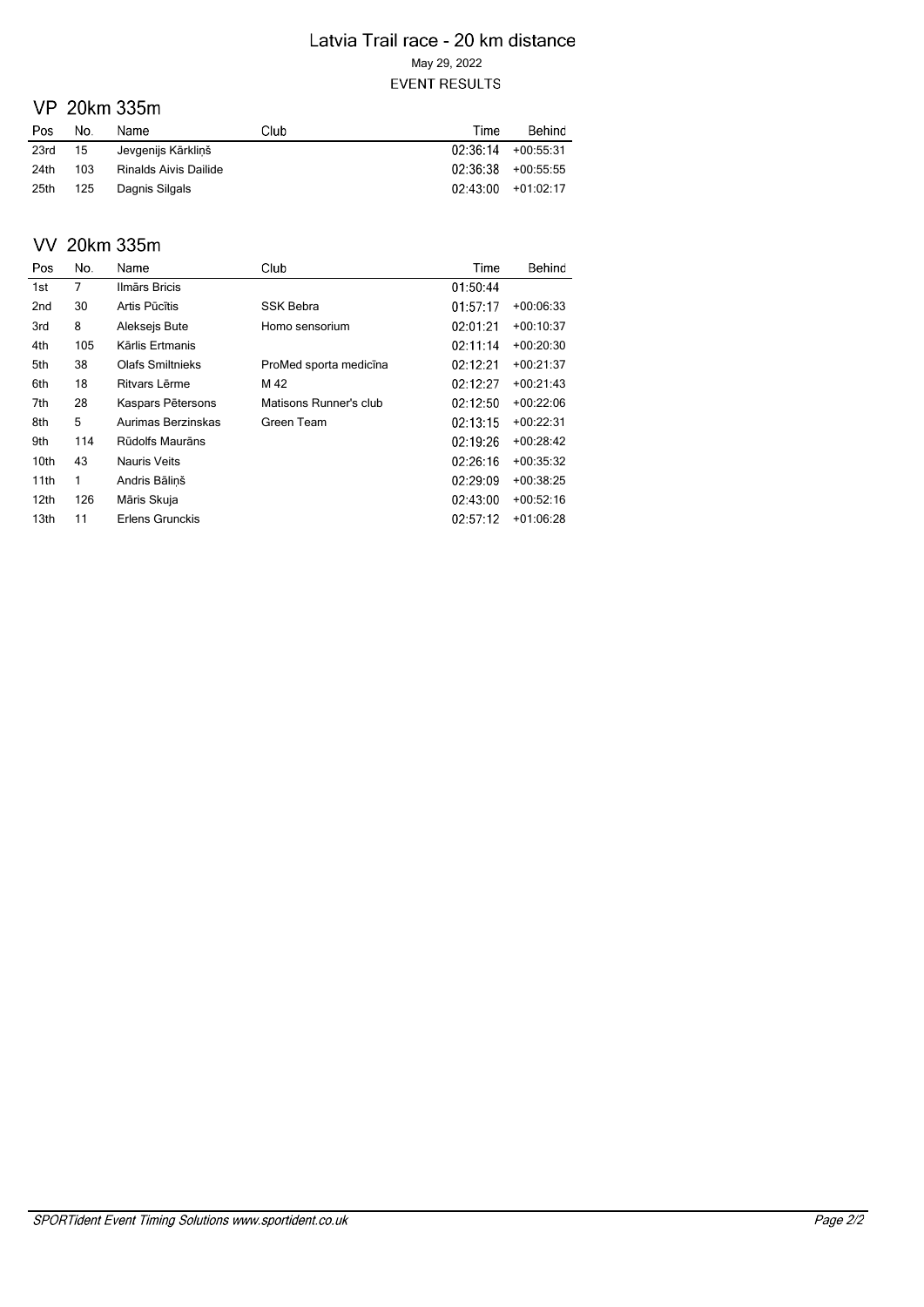# Latvia Trail race - 20 km distance

May 29, 2022

EVENT RESULTS

## VP 20km 335m

| Pos | No. | Name | Club | Time | Behind |
|---|---|---|---|---|---|
| 23rd | 15 | Jevgenijs Kārkliņš | | 02:36:14 | +00:55:31 |
| 24th | 103 | Rinalds Aivis Dailide | | 02:36:38 | +00:55:55 |
| 25th | 125 | Dagnis Silgals | | 02:43:00 | +01:02:17 |

## VV 20km 335m

| Pos | No. | Name | Club | Time | Behind |
|---|---|---|---|---|---|
| 1st | 7 | Ilmārs Bricis | | 01:50:44 | |
| 2nd | 30 | Artis Pūcītis | SSK Bebra | 01:57:17 | +00:06:33 |
| 3rd | 8 | Aleksejs Bute | Homo sensorium | 02:01:21 | +00:10:37 |
| 4th | 105 | Kārlis Ertmanis | | 02:11:14 | +00:20:30 |
| 5th | 38 | Olafs Smiltnieks | ProMed sporta medicīna | 02:12:21 | +00:21:37 |
| 6th | 18 | Ritvars Lērme | M 42 | 02:12:27 | +00:21:43 |
| 7th | 28 | Kaspars Pētersons | Matisons Runner's club | 02:12:50 | +00:22:06 |
| 8th | 5 | Aurimas Berzinskas | Green Team | 02:13:15 | +00:22:31 |
| 9th | 114 | Rūdolfs Maurāns | | 02:19:26 | +00:28:42 |
| 10th | 43 | Nauris Veits | | 02:26:16 | +00:35:32 |
| 11th | 1 | Andris Bāliņš | | 02:29:09 | +00:38:25 |
| 12th | 126 | Māris Skuja | | 02:43:00 | +00:52:16 |
| 13th | 11 | Erlens Grunckis | | 02:57:12 | +01:06:28 |